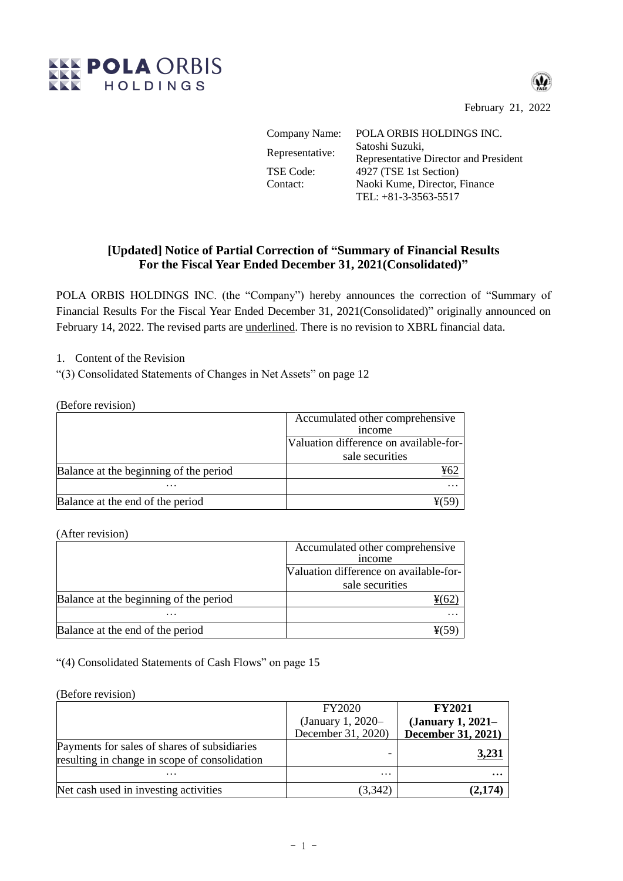POLA ORBIS HOLDINGS

February 21, 2022

Company Name: POLA ORBIS HOLDINGS INC.
Representative: Satoshi Suzuki, Representative Director and President
TSE Code: 4927 (TSE 1st Section)
Contact: Naoki Kume, Director, Finance
TEL: +81-3-3563-5517

## [Updated] Notice of Partial Correction of "Summary of Financial Results For the Fiscal Year Ended December 31, 2021(Consolidated)"

POLA ORBIS HOLDINGS INC. (the "Company") hereby announces the correction of "Summary of Financial Results For the Fiscal Year Ended December 31, 2021(Consolidated)" originally announced on February 14, 2022. The revised parts are <u>underlined</u>. There is no revision to XBRL financial data.

1. Content of the Revision

"(3) Consolidated Statements of Changes in Net Assets" on page 12

(Before revision)

| | Accumulated other comprehensive income |
|---|---|
| | Valuation difference on available-for-sale securities |
| Balance at the beginning of the period | <u>¥62</u> |
| … | … |
| Balance at the end of the period | ¥(59) |

(After revision)

| | Accumulated other comprehensive income |
|---|---|
| | Valuation difference on available-for-sale securities |
| Balance at the beginning of the period | <u>¥(62)</u> |
| … | … |
| Balance at the end of the period | ¥(59) |

"(4) Consolidated Statements of Cash Flows" on page 15

(Before revision)

| | FY2020 (January 1, 2020– December 31, 2020) | **FY2021 (January 1, 2021– December 31, 2021)** |
|---|---|---|
| Payments for sales of shares of subsidiaries resulting in change in scope of consolidation | - | **<u>3,231</u>** |
| … | … | **…** |
| Net cash used in investing activities | (3,342) | **(2,174)** |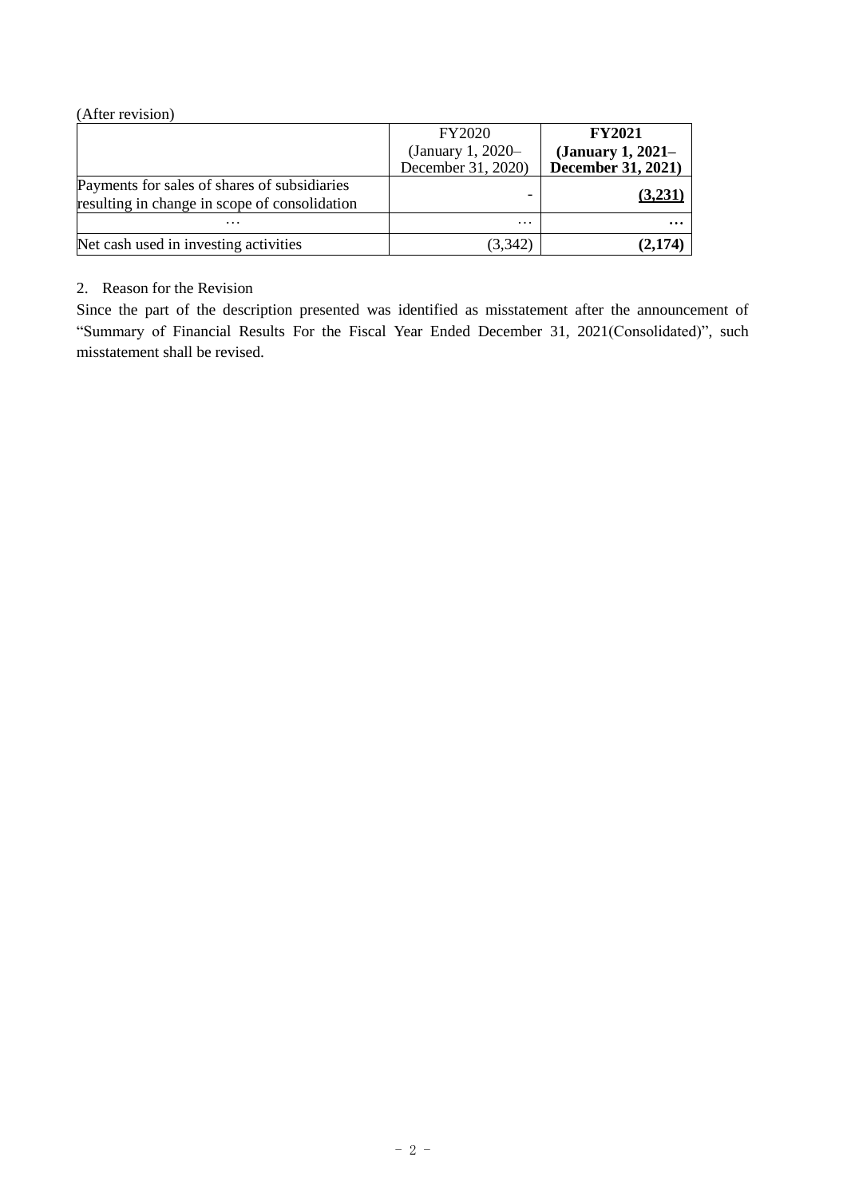(After revision)

| | FY2020 (January 1, 2020– December 31, 2020) | **FY2021 (January 1, 2021– December 31, 2021)** |
|---|---|---|
| Payments for sales of shares of subsidiaries resulting in change in scope of consolidation | - | **(3,231)** |
| … | … | **…** |
| Net cash used in investing activities | (3,342) | **(2,174)** |

2. Reason for the Revision

Since the part of the description presented was identified as misstatement after the announcement of “Summary of Financial Results For the Fiscal Year Ended December 31, 2021(Consolidated)”, such misstatement shall be revised.